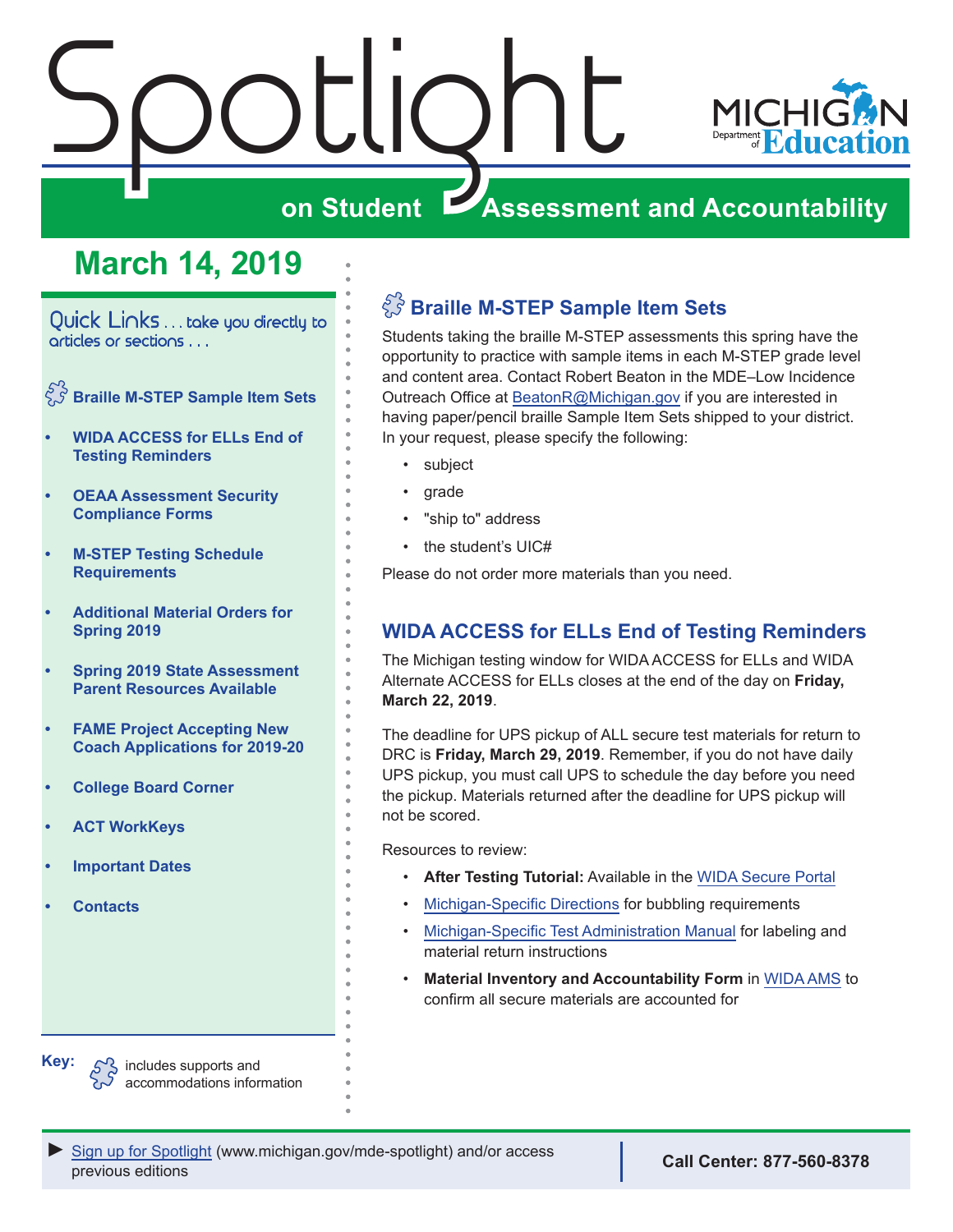# Spotlight on Student Assessment and Accountability

MICHIGAN Department of Education

## March 14, 2019

Quick Links . . . take you directly to articles or sections . . .

- Braille M-STEP Sample Item Sets
- WIDA ACCESS for ELLs End of Testing Reminders
- OEAA Assessment Security Compliance Forms
- M-STEP Testing Schedule Requirements
- Additional Material Orders for Spring 2019
- Spring 2019 State Assessment Parent Resources Available
- FAME Project Accepting New Coach Applications for 2019-20
- College Board Corner
- ACT WorkKeys
- Important Dates
- Contacts

**Key:** includes supports and accommodations information

## Braille M-STEP Sample Item Sets

Students taking the braille M-STEP assessments this spring have the opportunity to practice with sample items in each M-STEP grade level and content area. Contact Robert Beaton in the MDE–Low Incidence Outreach Office at BeatonR@Michigan.gov if you are interested in having paper/pencil braille Sample Item Sets shipped to your district. In your request, please specify the following:

- subject
- grade
- "ship to" address
- the student's UIC#

Please do not order more materials than you need.

## WIDA ACCESS for ELLs End of Testing Reminders

The Michigan testing window for WIDA ACCESS for ELLs and WIDA Alternate ACCESS for ELLs closes at the end of the day on **Friday, March 22, 2019**.

The deadline for UPS pickup of ALL secure test materials for return to DRC is **Friday, March 29, 2019**. Remember, if you do not have daily UPS pickup, you must call UPS to schedule the day before you need the pickup. Materials returned after the deadline for UPS pickup will not be scored.

Resources to review:

- **After Testing Tutorial:** Available in the WIDA Secure Portal
- Michigan-Specific Directions for bubbling requirements
- Michigan-Specific Test Administration Manual for labeling and material return instructions
- **Material Inventory and Accountability Form** in WIDA AMS to confirm all secure materials are accounted for

► Sign up for Spotlight (www.michigan.gov/mde-spotlight) and/or access previous editions

**Call Center: 877-560-8378**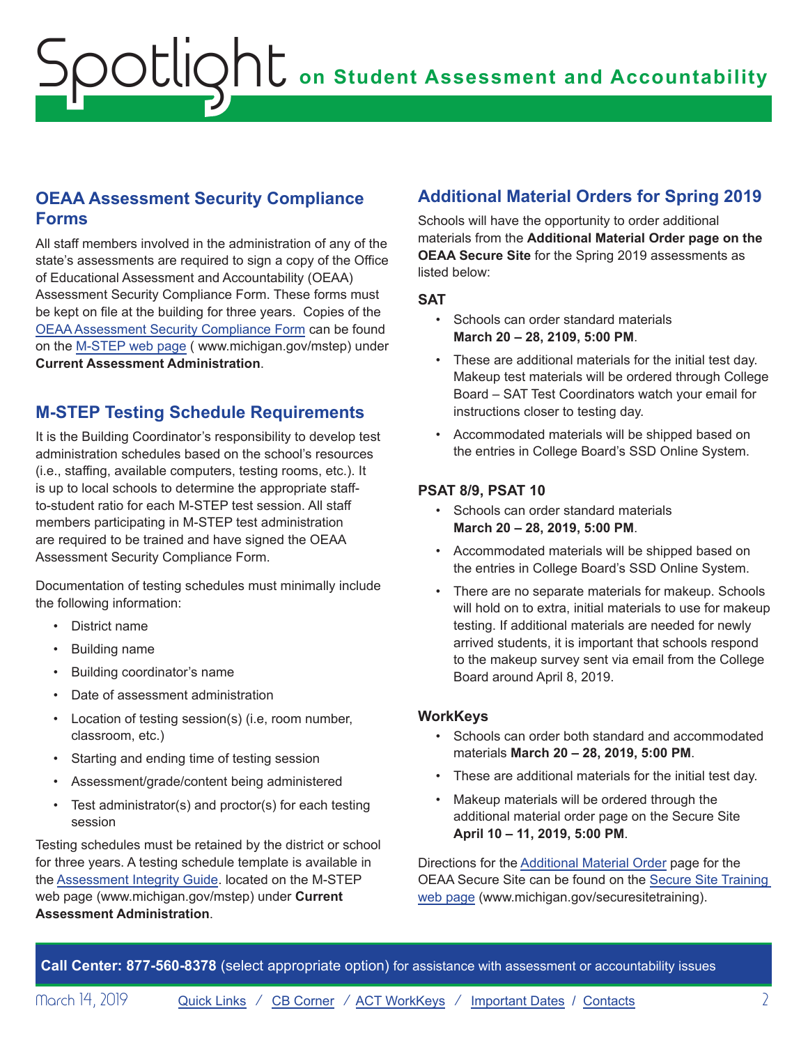## OEAA Assessment Security Compliance Forms

All staff members involved in the administration of any of the state's assessments are required to sign a copy of the Office of Educational Assessment and Accountability (OEAA) Assessment Security Compliance Form. These forms must be kept on file at the building for three years. Copies of the OEAA Assessment Security Compliance Form can be found on the M-STEP web page ( www.michigan.gov/mstep) under **Current Assessment Administration**.

## M-STEP Testing Schedule Requirements

It is the Building Coordinator's responsibility to develop test administration schedules based on the school's resources (i.e., staffing, available computers, testing rooms, etc.). It is up to local schools to determine the appropriate staff-to-student ratio for each M-STEP test session. All staff members participating in M-STEP test administration are required to be trained and have signed the OEAA Assessment Security Compliance Form.

Documentation of testing schedules must minimally include the following information:

- District name
- Building name
- Building coordinator's name
- Date of assessment administration
- Location of testing session(s) (i.e, room number, classroom, etc.)
- Starting and ending time of testing session
- Assessment/grade/content being administered
- Test administrator(s) and proctor(s) for each testing session

Testing schedules must be retained by the district or school for three years. A testing schedule template is available in the Assessment Integrity Guide. located on the M-STEP web page (www.michigan.gov/mstep) under **Current Assessment Administration**.

## Additional Material Orders for Spring 2019

Schools will have the opportunity to order additional materials from the **Additional Material Order page on the OEAA Secure Site** for the Spring 2019 assessments as listed below:

### SAT

- Schools can order standard materials **March 20 – 28, 2109, 5:00 PM**.
- These are additional materials for the initial test day. Makeup test materials will be ordered through College Board – SAT Test Coordinators watch your email for instructions closer to testing day.
- Accommodated materials will be shipped based on the entries in College Board's SSD Online System.

### PSAT 8/9, PSAT 10

- Schools can order standard materials **March 20 – 28, 2019, 5:00 PM**.
- Accommodated materials will be shipped based on the entries in College Board's SSD Online System.
- There are no separate materials for makeup. Schools will hold on to extra, initial materials to use for makeup testing. If additional materials are needed for newly arrived students, it is important that schools respond to the makeup survey sent via email from the College Board around April 8, 2019.

### WorkKeys

- Schools can order both standard and accommodated materials **March 20 – 28, 2019, 5:00 PM**.
- These are additional materials for the initial test day.
- Makeup materials will be ordered through the additional material order page on the Secure Site **April 10 – 11, 2019, 5:00 PM**.

Directions for the Additional Material Order page for the OEAA Secure Site can be found on the Secure Site Training web page (www.michigan.gov/securesitetraining).

**Call Center: 877-560-8378** (select appropriate option) for assistance with assessment or accountability issues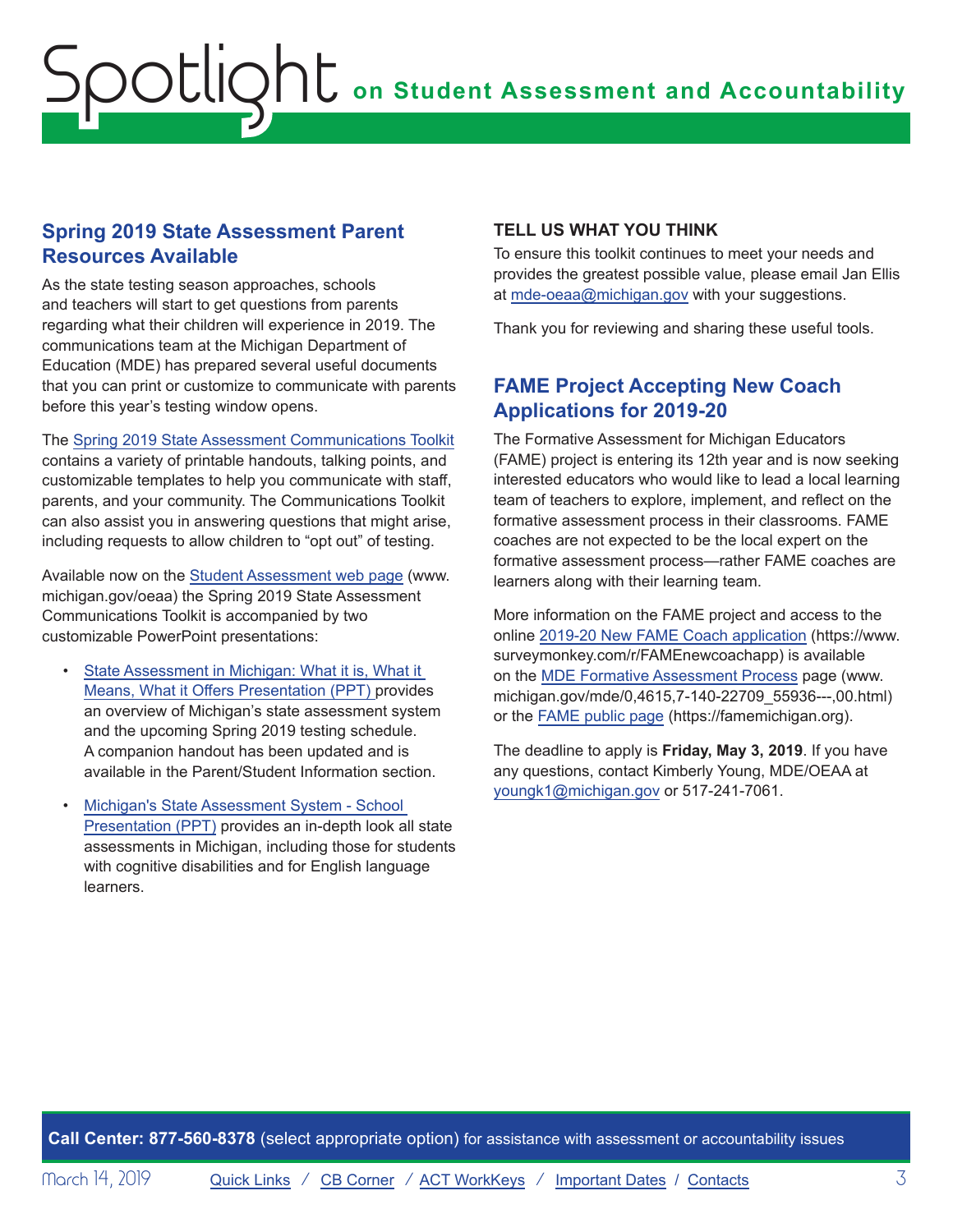## Spring 2019 State Assessment Parent Resources Available

As the state testing season approaches, schools and teachers will start to get questions from parents regarding what their children will experience in 2019. The communications team at the Michigan Department of Education (MDE) has prepared several useful documents that you can print or customize to communicate with parents before this year's testing window opens.

The Spring 2019 State Assessment Communications Toolkit contains a variety of printable handouts, talking points, and customizable templates to help you communicate with staff, parents, and your community. The Communications Toolkit can also assist you in answering questions that might arise, including requests to allow children to "opt out" of testing.

Available now on the Student Assessment web page (www.michigan.gov/oeaa) the Spring 2019 State Assessment Communications Toolkit is accompanied by two customizable PowerPoint presentations:

- State Assessment in Michigan: What it is, What it Means, What it Offers Presentation (PPT) provides an overview of Michigan's state assessment system and the upcoming Spring 2019 testing schedule. A companion handout has been updated and is available in the Parent/Student Information section.
- Michigan's State Assessment System - School Presentation (PPT) provides an in-depth look all state assessments in Michigan, including those for students with cognitive disabilities and for English language learners.

### TELL US WHAT YOU THINK

To ensure this toolkit continues to meet your needs and provides the greatest possible value, please email Jan Ellis at mde-oeaa@michigan.gov with your suggestions.

Thank you for reviewing and sharing these useful tools.

## FAME Project Accepting New Coach Applications for 2019-20

The Formative Assessment for Michigan Educators (FAME) project is entering its 12th year and is now seeking interested educators who would like to lead a local learning team of teachers to explore, implement, and reflect on the formative assessment process in their classrooms. FAME coaches are not expected to be the local expert on the formative assessment process—rather FAME coaches are learners along with their learning team.

More information on the FAME project and access to the online 2019-20 New FAME Coach application (https://www.surveymonkey.com/r/FAMEnewcoachapp) is available on the MDE Formative Assessment Process page (www.michigan.gov/mde/0,4615,7-140-22709_55936---,00.html) or the FAME public page (https://famemichigan.org).

The deadline to apply is **Friday, May 3, 2019**. If you have any questions, contact Kimberly Young, MDE/OEAA at youngk1@michigan.gov or 517-241-7061.

**Call Center: 877-560-8378** (select appropriate option) for assistance with assessment or accountability issues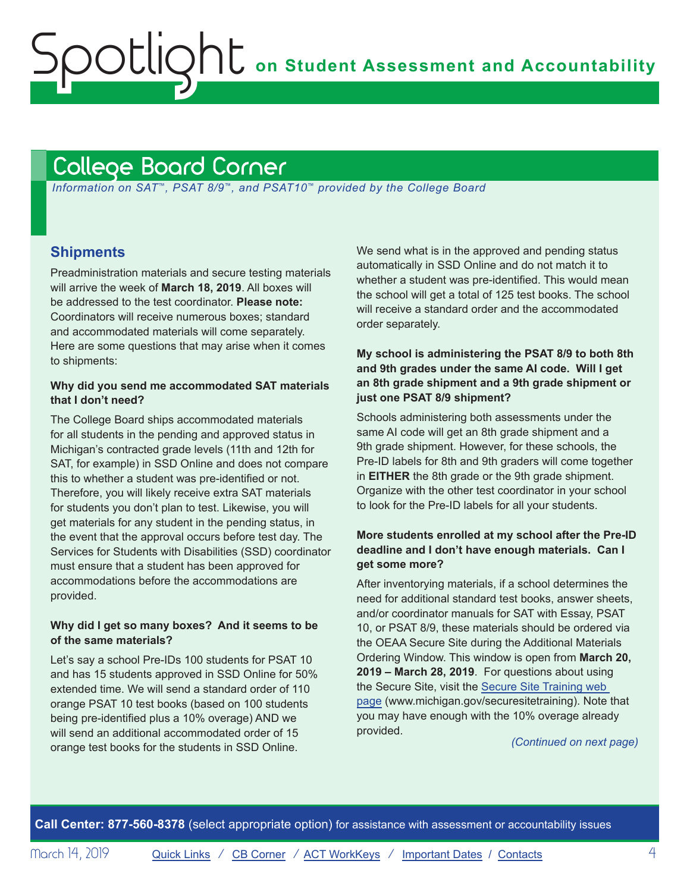## College Board Corner

*Information on SAT™, PSAT 8/9™, and PSAT10™ provided by the College Board*

### Shipments

Preadministration materials and secure testing materials will arrive the week of **March 18, 2019**. All boxes will be addressed to the test coordinator. **Please note:** Coordinators will receive numerous boxes; standard and accommodated materials will come separately. Here are some questions that may arise when it comes to shipments:

#### Why did you send me accommodated SAT materials that I don't need?

The College Board ships accommodated materials for all students in the pending and approved status in Michigan's contracted grade levels (11th and 12th for SAT, for example) in SSD Online and does not compare this to whether a student was pre-identified or not. Therefore, you will likely receive extra SAT materials for students you don't plan to test. Likewise, you will get materials for any student in the pending status, in the event that the approval occurs before test day. The Services for Students with Disabilities (SSD) coordinator must ensure that a student has been approved for accommodations before the accommodations are provided.

#### Why did I get so many boxes? And it seems to be of the same materials?

Let's say a school Pre-IDs 100 students for PSAT 10 and has 15 students approved in SSD Online for 50% extended time. We will send a standard order of 110 orange PSAT 10 test books (based on 100 students being pre-identified plus a 10% overage) AND we will send an additional accommodated order of 15 orange test books for the students in SSD Online. We send what is in the approved and pending status automatically in SSD Online and do not match it to whether a student was pre-identified. This would mean the school will get a total of 125 test books. The school will receive a standard order and the accommodated order separately.

#### My school is administering the PSAT 8/9 to both 8th and 9th grades under the same AI code. Will I get an 8th grade shipment and a 9th grade shipment or just one PSAT 8/9 shipment?

Schools administering both assessments under the same AI code will get an 8th grade shipment and a 9th grade shipment. However, for these schools, the Pre-ID labels for 8th and 9th graders will come together in **EITHER** the 8th grade or the 9th grade shipment. Organize with the other test coordinator in your school to look for the Pre-ID labels for all your students.

#### More students enrolled at my school after the Pre-ID deadline and I don't have enough materials. Can I get some more?

After inventorying materials, if a school determines the need for additional standard test books, answer sheets, and/or coordinator manuals for SAT with Essay, PSAT 10, or PSAT 8/9, these materials should be ordered via the OEAA Secure Site during the Additional Materials Ordering Window. This window is open from **March 20, 2019 – March 28, 2019**. For questions about using the Secure Site, visit the [Secure Site Training web page](www.michigan.gov/securesitetraining) (www.michigan.gov/securesitetraining). Note that you may have enough with the 10% overage already provided.

*(Continued on next page)*

**Call Center: 877-560-8378** (select appropriate option) for assistance with assessment or accountability issues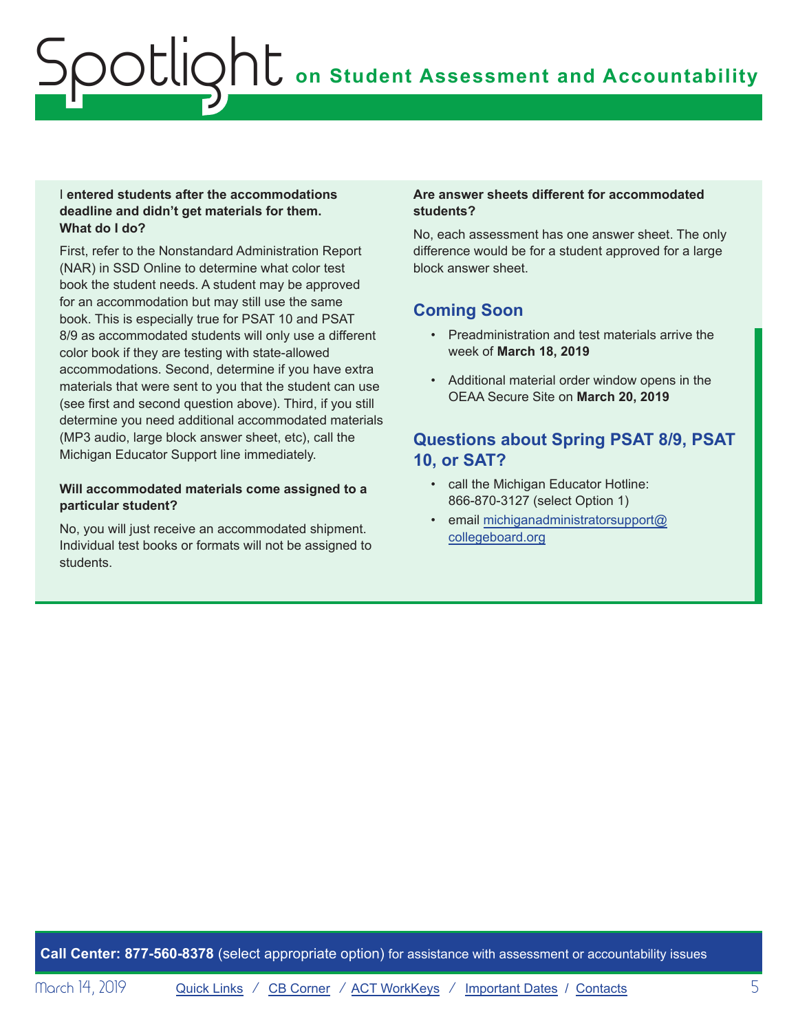**I entered students after the accommodations deadline and didn't get materials for them. What do I do?**

First, refer to the Nonstandard Administration Report (NAR) in SSD Online to determine what color test book the student needs. A student may be approved for an accommodation but may still use the same book. This is especially true for PSAT 10 and PSAT 8/9 as accommodated students will only use a different color book if they are testing with state-allowed accommodations. Second, determine if you have extra materials that were sent to you that the student can use (see first and second question above). Third, if you still determine you need additional accommodated materials (MP3 audio, large block answer sheet, etc), call the Michigan Educator Support line immediately.

**Will accommodated materials come assigned to a particular student?**

No, you will just receive an accommodated shipment. Individual test books or formats will not be assigned to students.

**Are answer sheets different for accommodated students?**

No, each assessment has one answer sheet. The only difference would be for a student approved for a large block answer sheet.

## Coming Soon

- Preadministration and test materials arrive the week of **March 18, 2019**
- Additional material order window opens in the OEAA Secure Site on **March 20, 2019**

## Questions about Spring PSAT 8/9, PSAT 10, or SAT?

- call the Michigan Educator Hotline: 866-870-3127 (select Option 1)
- email michiganadministratorsupport@collegeboard.org

**Call Center: 877-560-8378** (select appropriate option) for assistance with assessment or accountability issues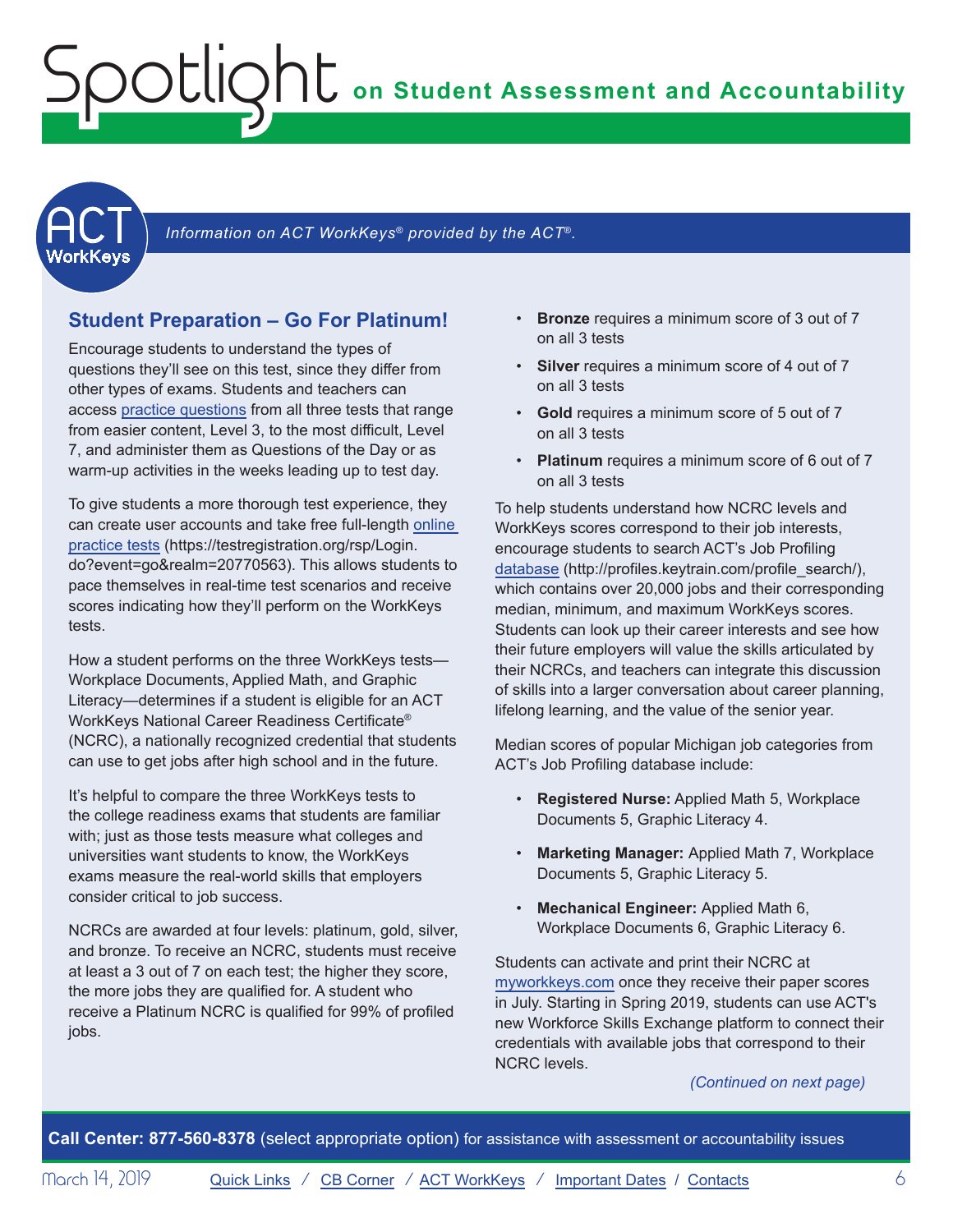*Information on ACT WorkKeys® provided by the ACT®.*

## Student Preparation – Go For Platinum!

Encourage students to understand the types of questions they'll see on this test, since they differ from other types of exams. Students and teachers can access practice questions from all three tests that range from easier content, Level 3, to the most difficult, Level 7, and administer them as Questions of the Day or as warm-up activities in the weeks leading up to test day.

To give students a more thorough test experience, they can create user accounts and take free full-length online practice tests (https://testregistration.org/rsp/Login.do?event=go&realm=20770563). This allows students to pace themselves in real-time test scenarios and receive scores indicating how they'll perform on the WorkKeys tests.

How a student performs on the three WorkKeys tests—Workplace Documents, Applied Math, and Graphic Literacy—determines if a student is eligible for an ACT WorkKeys National Career Readiness Certificate® (NCRC), a nationally recognized credential that students can use to get jobs after high school and in the future.

It's helpful to compare the three WorkKeys tests to the college readiness exams that students are familiar with; just as those tests measure what colleges and universities want students to know, the WorkKeys exams measure the real-world skills that employers consider critical to job success.

NCRCs are awarded at four levels: platinum, gold, silver, and bronze. To receive an NCRC, students must receive at least a 3 out of 7 on each test; the higher they score, the more jobs they are qualified for. A student who receive a Platinum NCRC is qualified for 99% of profiled jobs.

- **Bronze** requires a minimum score of 3 out of 7 on all 3 tests
- **Silver** requires a minimum score of 4 out of 7 on all 3 tests
- **Gold** requires a minimum score of 5 out of 7 on all 3 tests
- **Platinum** requires a minimum score of 6 out of 7 on all 3 tests

To help students understand how NCRC levels and WorkKeys scores correspond to their job interests, encourage students to search ACT's Job Profiling database (http://profiles.keytrain.com/profile_search/), which contains over 20,000 jobs and their corresponding median, minimum, and maximum WorkKeys scores. Students can look up their career interests and see how their future employers will value the skills articulated by their NCRCs, and teachers can integrate this discussion of skills into a larger conversation about career planning, lifelong learning, and the value of the senior year.

Median scores of popular Michigan job categories from ACT's Job Profiling database include:

- **Registered Nurse:** Applied Math 5, Workplace Documents 5, Graphic Literacy 4.
- **Marketing Manager:** Applied Math 7, Workplace Documents 5, Graphic Literacy 5.
- **Mechanical Engineer:** Applied Math 6, Workplace Documents 6, Graphic Literacy 6.

Students can activate and print their NCRC at myworkkeys.com once they receive their paper scores in July. Starting in Spring 2019, students can use ACT's new Workforce Skills Exchange platform to connect their credentials with available jobs that correspond to their NCRC levels.

*(Continued on next page)*

**Call Center: 877-560-8378** (select appropriate option) for assistance with assessment or accountability issues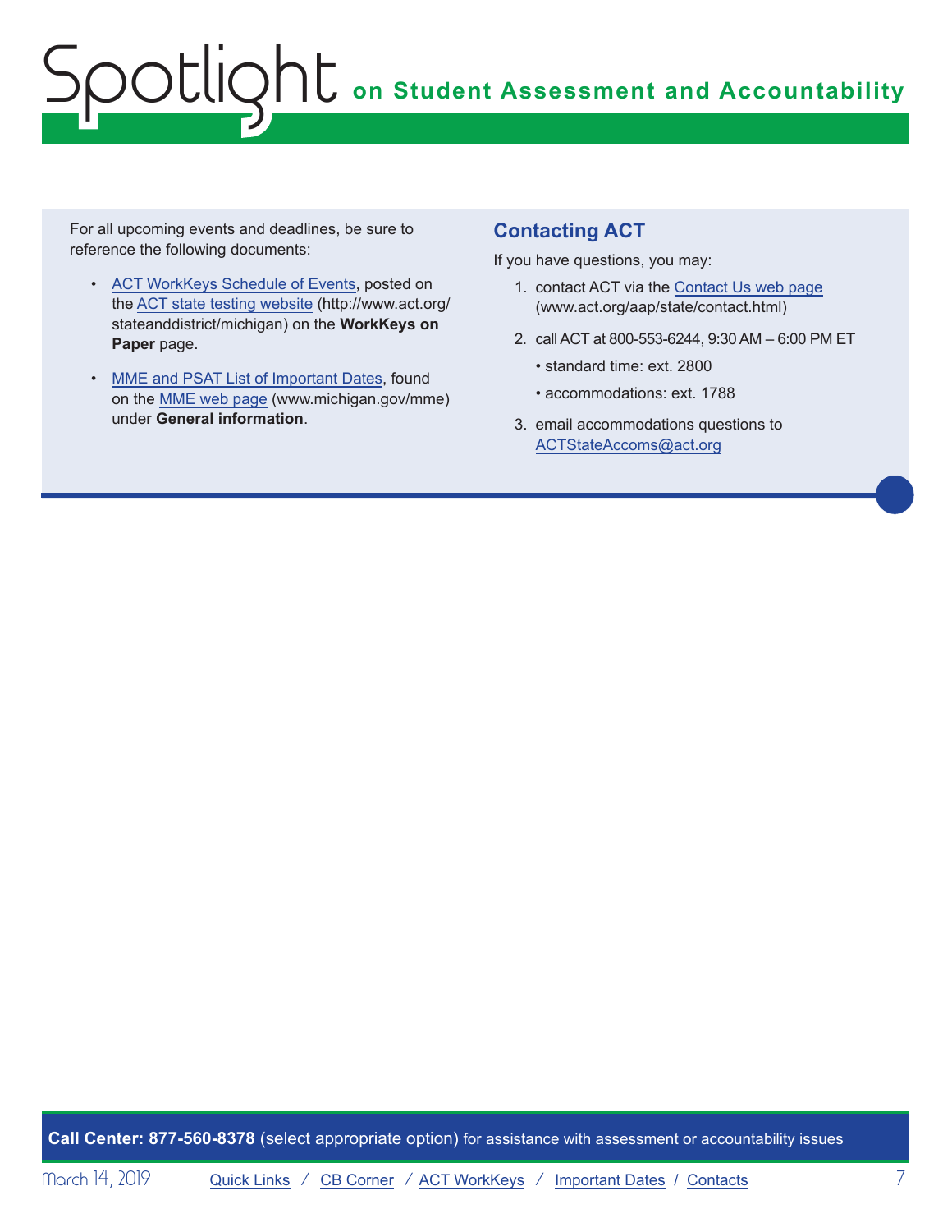For all upcoming events and deadlines, be sure to reference the following documents:

- ACT WorkKeys Schedule of Events, posted on the ACT state testing website (http://www.act.org/stateanddistrict/michigan) on the **WorkKeys on Paper** page.
- MME and PSAT List of Important Dates, found on the MME web page (www.michigan.gov/mme) under **General information**.

## Contacting ACT

If you have questions, you may:

1. contact ACT via the Contact Us web page (www.act.org/aap/state/contact.html)
2. call ACT at 800-553-6244, 9:30 AM – 6:00 PM ET
   - standard time: ext. 2800
   - accommodations: ext. 1788
3. email accommodations questions to ACTStateAccoms@act.org

**Call Center: 877-560-8378** (select appropriate option) for assistance with assessment or accountability issues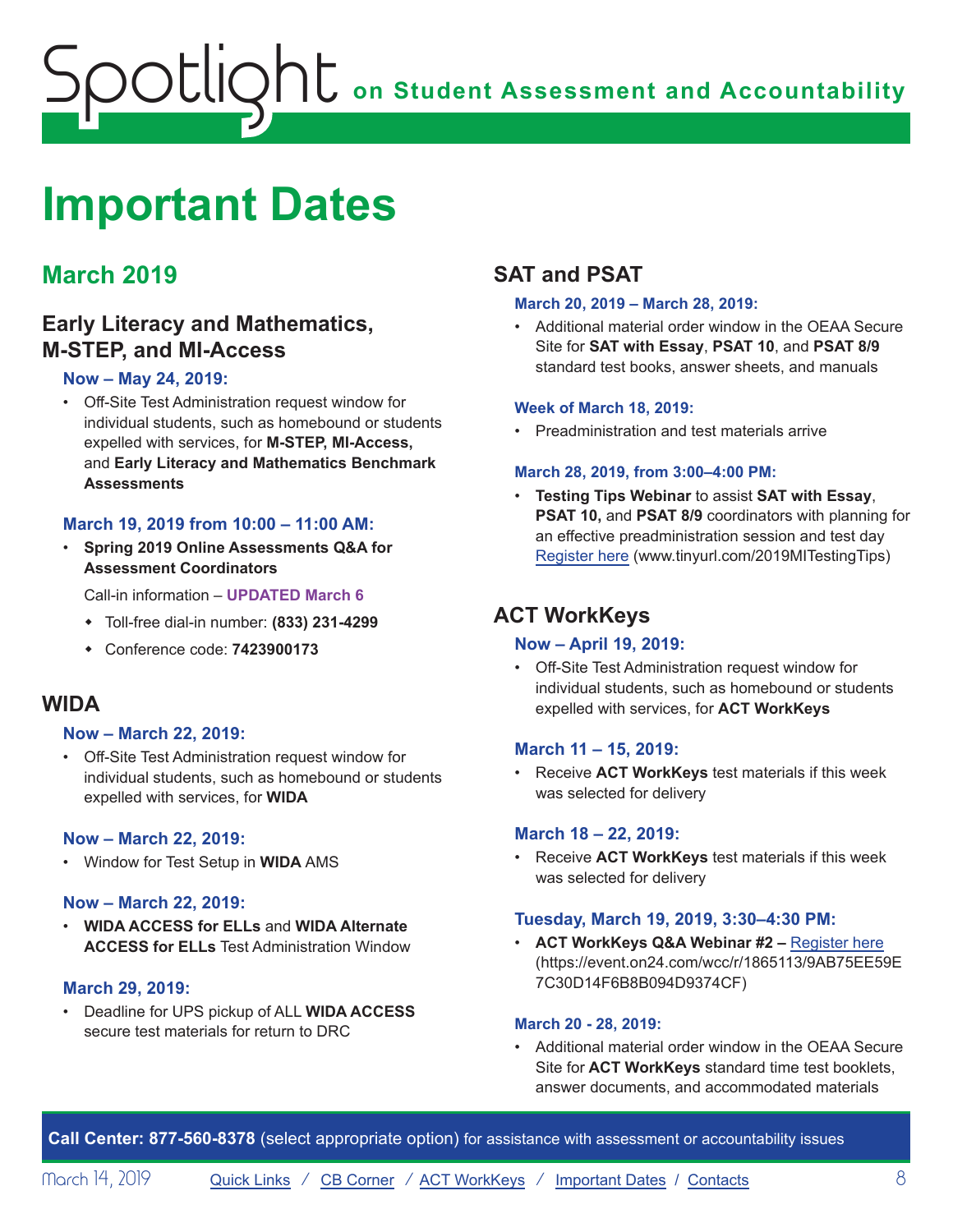# Important Dates

## March 2019

### Early Literacy and Mathematics, M-STEP, and MI-Access

**Now – May 24, 2019:**

- Off-Site Test Administration request window for individual students, such as homebound or students expelled with services, for **M-STEP, MI-Access,** and **Early Literacy and Mathematics Benchmark Assessments**

**March 19, 2019 from 10:00 – 11:00 AM:**

- **Spring 2019 Online Assessments Q&A for Assessment Coordinators**

  Call-in information – **UPDATED March 6**

  - Toll-free dial-in number: **(833) 231-4299**
  - Conference code: **7423900173**

### WIDA

**Now – March 22, 2019:**

- Off-Site Test Administration request window for individual students, such as homebound or students expelled with services, for **WIDA**

**Now – March 22, 2019:**

- Window for Test Setup in **WIDA** AMS

**Now – March 22, 2019:**

- **WIDA ACCESS for ELLs** and **WIDA Alternate ACCESS for ELLs** Test Administration Window

**March 29, 2019:**

- Deadline for UPS pickup of ALL **WIDA ACCESS** secure test materials for return to DRC

### SAT and PSAT

**March 20, 2019 – March 28, 2019:**

- Additional material order window in the OEAA Secure Site for **SAT with Essay**, **PSAT 10**, and **PSAT 8/9** standard test books, answer sheets, and manuals

**Week of March 18, 2019:**

- Preadministration and test materials arrive

**March 28, 2019, from 3:00–4:00 PM:**

- **Testing Tips Webinar** to assist **SAT with Essay**, **PSAT 10,** and **PSAT 8/9** coordinators with planning for an effective preadministration session and test day Register here (www.tinyurl.com/2019MITestingTips)

### ACT WorkKeys

**Now – April 19, 2019:**

- Off-Site Test Administration request window for individual students, such as homebound or students expelled with services, for **ACT WorkKeys**

**March 11 – 15, 2019:**

- Receive **ACT WorkKeys** test materials if this week was selected for delivery

**March 18 – 22, 2019:**

- Receive **ACT WorkKeys** test materials if this week was selected for delivery

**Tuesday, March 19, 2019, 3:30–4:30 PM:**

- **ACT WorkKeys Q&A Webinar #2 –** Register here (https://event.on24.com/wcc/r/1865113/9AB75EE59E7C30D14F6B8B094D9374CF)

**March 20 - 28, 2019:**

- Additional material order window in the OEAA Secure Site for **ACT WorkKeys** standard time test booklets, answer documents, and accommodated materials

**Call Center: 877-560-8378** (select appropriate option) for assistance with assessment or accountability issues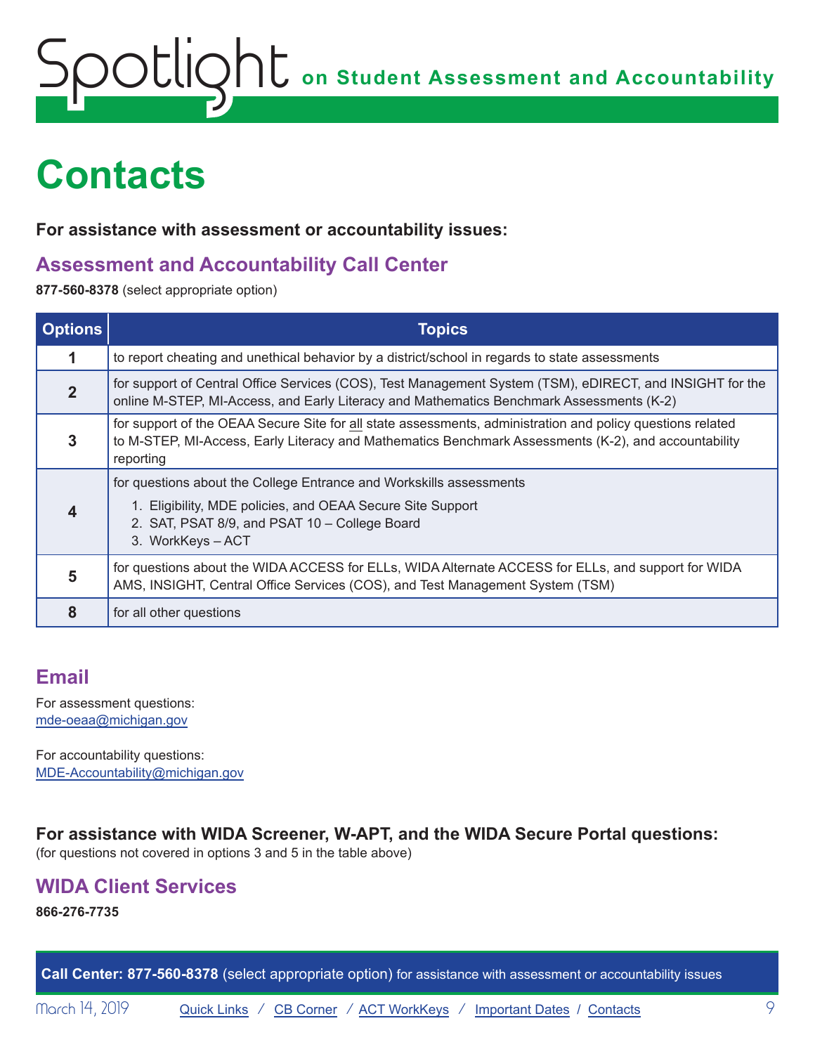# Contacts

**For assistance with assessment or accountability issues:**

## Assessment and Accountability Call Center

**877-560-8378** (select appropriate option)

| Options | Topics |
|---|---|
| **1** | to report cheating and unethical behavior by a district/school in regards to state assessments |
| **2** | for support of Central Office Services (COS), Test Management System (TSM), eDIRECT, and INSIGHT for the online M-STEP, MI-Access, and Early Literacy and Mathematics Benchmark Assessments (K-2) |
| **3** | for support of the OEAA Secure Site for all state assessments, administration and policy questions related to M-STEP, MI-Access, Early Literacy and Mathematics Benchmark Assessments (K-2), and accountability reporting |
| **4** | for questions about the College Entrance and Workskills assessments<br>1. Eligibility, MDE policies, and OEAA Secure Site Support<br>2. SAT, PSAT 8/9, and PSAT 10 – College Board<br>3. WorkKeys – ACT |
| **5** | for questions about the WIDA ACCESS for ELLs, WIDA Alternate ACCESS for ELLs, and support for WIDA AMS, INSIGHT, Central Office Services (COS), and Test Management System (TSM) |
| **8** | for all other questions |

## Email

For assessment questions:
mde-oeaa@michigan.gov

For accountability questions:
MDE-Accountability@michigan.gov

**For assistance with WIDA Screener, W-APT, and the WIDA Secure Portal questions:**
(for questions not covered in options 3 and 5 in the table above)

## WIDA Client Services

**866-276-7735**

**Call Center: 877-560-8378** (select appropriate option) for assistance with assessment or accountability issues